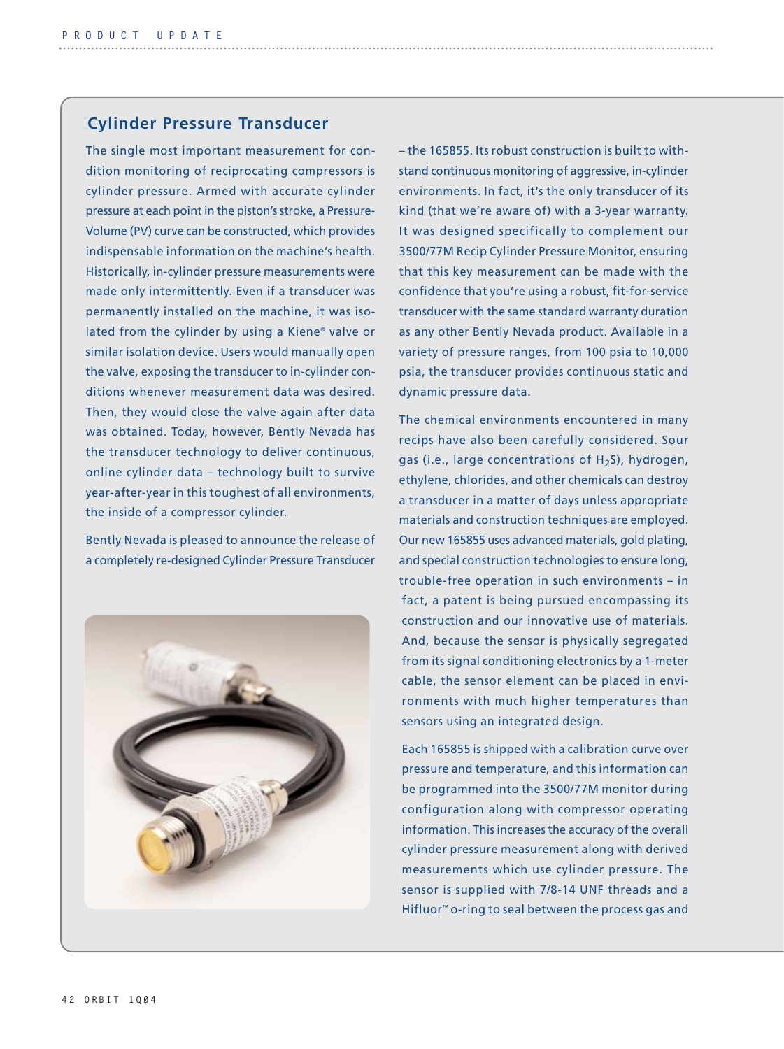## Cylinder Pressure Transducer

The single most important measurement for condition monitoring of reciprocating compressors is cylinder pressure. Armed with accurate cylinder pressure at each point in the piston's stroke, a Pressure-Volume (PV) curve can be constructed, which provides indispensable information on the machine's health. Historically, in-cylinder pressure measurements were made only intermittently. Even if a transducer was permanently installed on the machine, it was isolated from the cylinder by using a Kiene® valve or similar isolation device. Users would manually open the valve, exposing the transducer to in-cylinder conditions whenever measurement data was desired. Then, they would close the valve again after data was obtained. Today, however, Bently Nevada has the transducer technology to deliver continuous, online cylinder data – technology built to survive year-after-year in this toughest of all environments, the inside of a compressor cylinder.

Bently Nevada is pleased to announce the release of a completely re-designed Cylinder Pressure Transducer – the 165855. Its robust construction is built to withstand continuous monitoring of aggressive, in-cylinder environments. In fact, it's the only transducer of its kind (that we're aware of) with a 3-year warranty. It was designed specifically to complement our 3500/77M Recip Cylinder Pressure Monitor, ensuring that this key measurement can be made with the confidence that you're using a robust, fit-for-service transducer with the same standard warranty duration as any other Bently Nevada product. Available in a variety of pressure ranges, from 100 psia to 10,000 psia, the transducer provides continuous static and dynamic pressure data.

The chemical environments encountered in many recips have also been carefully considered. Sour gas (i.e., large concentrations of $H_2S$), hydrogen, ethylene, chlorides, and other chemicals can destroy a transducer in a matter of days unless appropriate materials and construction techniques are employed. Our new 165855 uses advanced materials, gold plating, and special construction technologies to ensure long, trouble-free operation in such environments – in fact, a patent is being pursued encompassing its construction and our innovative use of materials. And, because the sensor is physically segregated from its signal conditioning electronics by a 1-meter cable, the sensor element can be placed in environments with much higher temperatures than sensors using an integrated design.

Each 165855 is shipped with a calibration curve over pressure and temperature, and this information can be programmed into the 3500/77M monitor during configuration along with compressor operating information. This increases the accuracy of the overall cylinder pressure measurement along with derived measurements which use cylinder pressure. The sensor is supplied with 7/8-14 UNF threads and a Hifluor™ o-ring to seal between the process gas and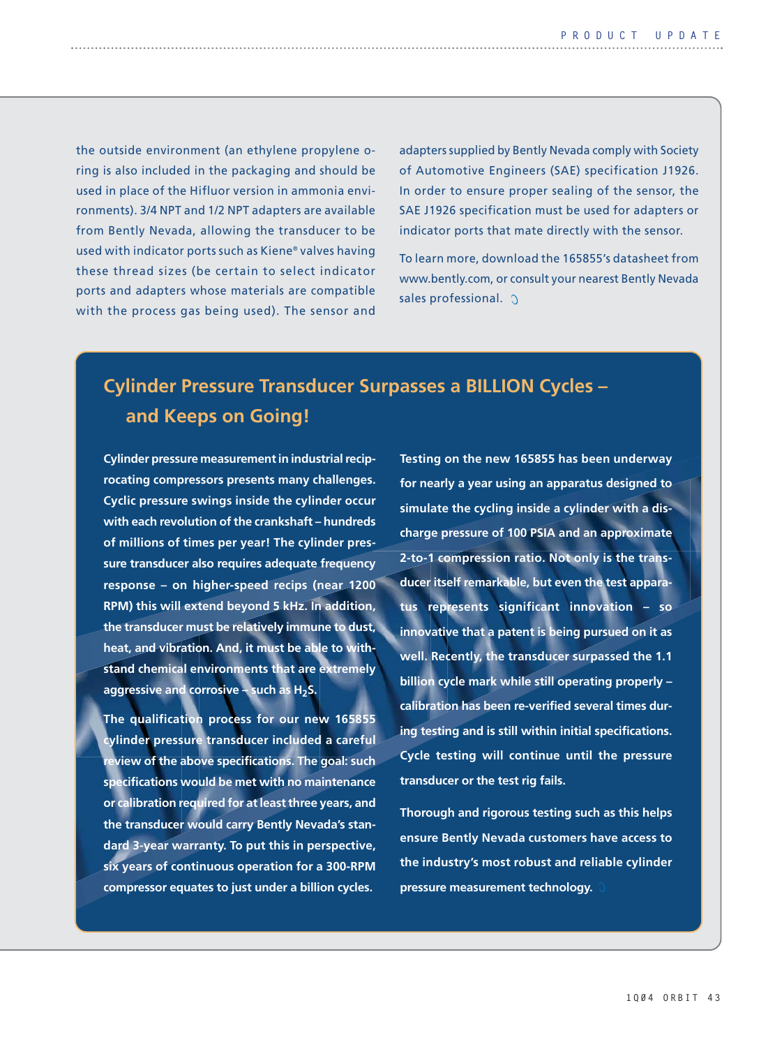the outside environment (an ethylene propylene o-ring is also included in the packaging and should be used in place of the Hifluor version in ammonia environments). 3/4 NPT and 1/2 NPT adapters are available from Bently Nevada, allowing the transducer to be used with indicator ports such as Kiene® valves having these thread sizes (be certain to select indicator ports and adapters whose materials are compatible with the process gas being used). The sensor and adapters supplied by Bently Nevada comply with Society of Automotive Engineers (SAE) specification J1926. In order to ensure proper sealing of the sensor, the SAE J1926 specification must be used for adapters or indicator ports that mate directly with the sensor.

To learn more, download the 165855's datasheet from www.bently.com, or consult your nearest Bently Nevada sales professional.

## Cylinder Pressure Transducer Surpasses a BILLION Cycles – and Keeps on Going!

**Cylinder pressure measurement in industrial reciprocating compressors presents many challenges. Cyclic pressure swings inside the cylinder occur with each revolution of the crankshaft – hundreds of millions of times per year! The cylinder pressure transducer also requires adequate frequency response – on higher-speed recips (near 1200 RPM) this will extend beyond 5 kHz. In addition, the transducer must be relatively immune to dust, heat, and vibration. And, it must be able to withstand chemical environments that are extremely aggressive and corrosive – such as $H_2S$.**

**The qualification process for our new 165855 cylinder pressure transducer included a careful review of the above specifications. The goal: such specifications would be met with no maintenance or calibration required for at least three years, and the transducer would carry Bently Nevada's standard 3-year warranty. To put this in perspective, six years of continuous operation for a 300-RPM compressor equates to just under a billion cycles.**

**Testing on the new 165855 has been underway for nearly a year using an apparatus designed to simulate the cycling inside a cylinder with a discharge pressure of 100 PSIA and an approximate 2-to-1 compression ratio. Not only is the transducer itself remarkable, but even the test apparatus represents significant innovation – so innovative that a patent is being pursued on it as well. Recently, the transducer surpassed the 1.1 billion cycle mark while still operating properly – calibration has been re-verified several times during testing and is still within initial specifications. Cycle testing will continue until the pressure transducer or the test rig fails.**

**Thorough and rigorous testing such as this helps ensure Bently Nevada customers have access to the industry's most robust and reliable cylinder pressure measurement technology.**